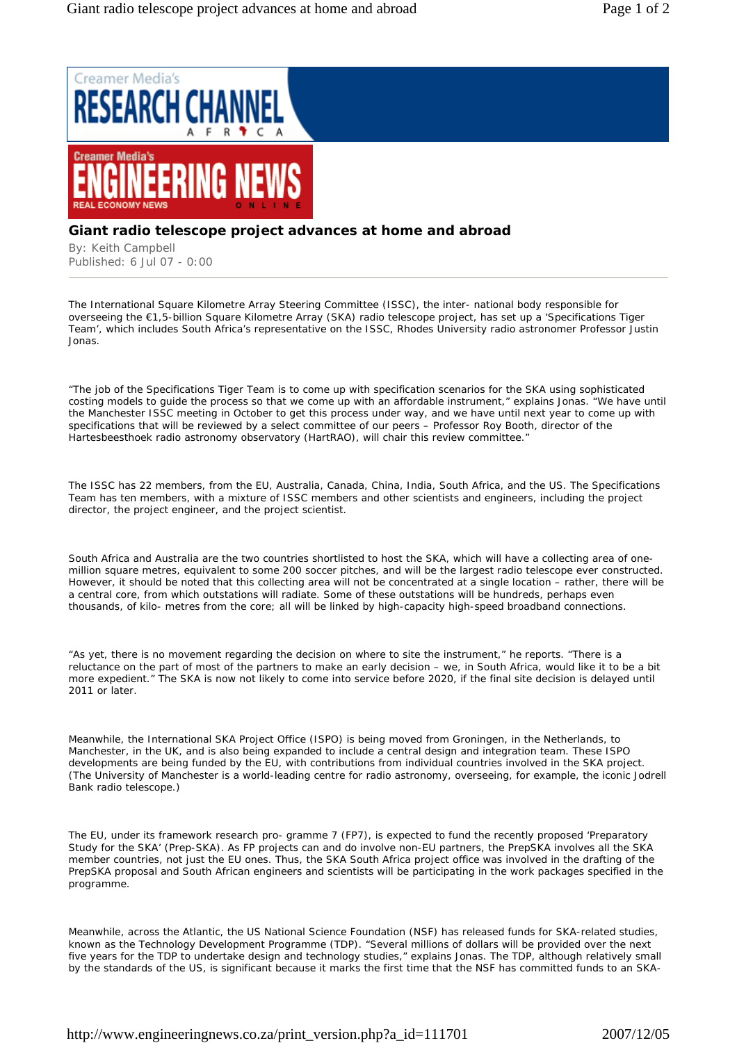Creamer Media's RESEARCH CHANNEL AFRICA

Creamer Media's ENGINEERING NEWS — REAL ECONOMY NEWS ONLINE

## Giant radio telescope project advances at home and abroad

By: Keith Campbell
Published: 6 Jul 07 - 0:00

---

The International Square Kilometre Array Steering Committee (ISSC), the inter- national body responsible for overseeing the €1,5-billion Square Kilometre Array (SKA) radio telescope project, has set up a 'Specifications Tiger Team', which includes South Africa's representative on the ISSC, Rhodes University radio astronomer Professor Justin Jonas.

"The job of the Specifications Tiger Team is to come up with specification scenarios for the SKA using sophisticated costing models to guide the process so that we come up with an affordable instrument," explains Jonas. "We have until the Manchester ISSC meeting in October to get this process under way, and we have until next year to come up with specifications that will be reviewed by a select committee of our peers – Professor Roy Booth, director of the Hartesbeesthoek radio astronomy observatory (HartRAO), will chair this review committee."

The ISSC has 22 members, from the EU, Australia, Canada, China, India, South Africa, and the US. The Specifications Team has ten members, with a mixture of ISSC members and other scientists and engineers, including the project director, the project engineer, and the project scientist.

South Africa and Australia are the two countries shortlisted to host the SKA, which will have a collecting area of one-million square metres, equivalent to some 200 soccer pitches, and will be the largest radio telescope ever constructed. However, it should be noted that this collecting area will not be concentrated at a single location – rather, there will be a central core, from which outstations will radiate. Some of these outstations will be hundreds, perhaps even thousands, of kilo- metres from the core; all will be linked by high-capacity high-speed broadband connections.

"As yet, there is no movement regarding the decision on where to site the instrument," he reports. "There is a reluctance on the part of most of the partners to make an early decision – we, in South Africa, would like it to be a bit more expedient." The SKA is now not likely to come into service before 2020, if the final site decision is delayed until 2011 or later.

Meanwhile, the International SKA Project Office (ISPO) is being moved from Groningen, in the Netherlands, to Manchester, in the UK, and is also being expanded to include a central design and integration team. These ISPO developments are being funded by the EU, with contributions from individual countries involved in the SKA project. (The University of Manchester is a world-leading centre for radio astronomy, overseeing, for example, the iconic Jodrell Bank radio telescope.)

The EU, under its framework research pro- gramme 7 (FP7), is expected to fund the recently proposed 'Preparatory Study for the SKA' (Prep-SKA). As FP projects can and do involve non-EU partners, the PrepSKA involves all the SKA member countries, not just the EU ones. Thus, the SKA South Africa project office was involved in the drafting of the PrepSKA proposal and South African engineers and scientists will be participating in the work packages specified in the programme.

Meanwhile, across the Atlantic, the US National Science Foundation (NSF) has released funds for SKA-related studies, known as the Technology Development Programme (TDP). "Several millions of dollars will be provided over the next five years for the TDP to undertake design and technology studies," explains Jonas. The TDP, although relatively small by the standards of the US, is significant because it marks the first time that the NSF has committed funds to an SKA-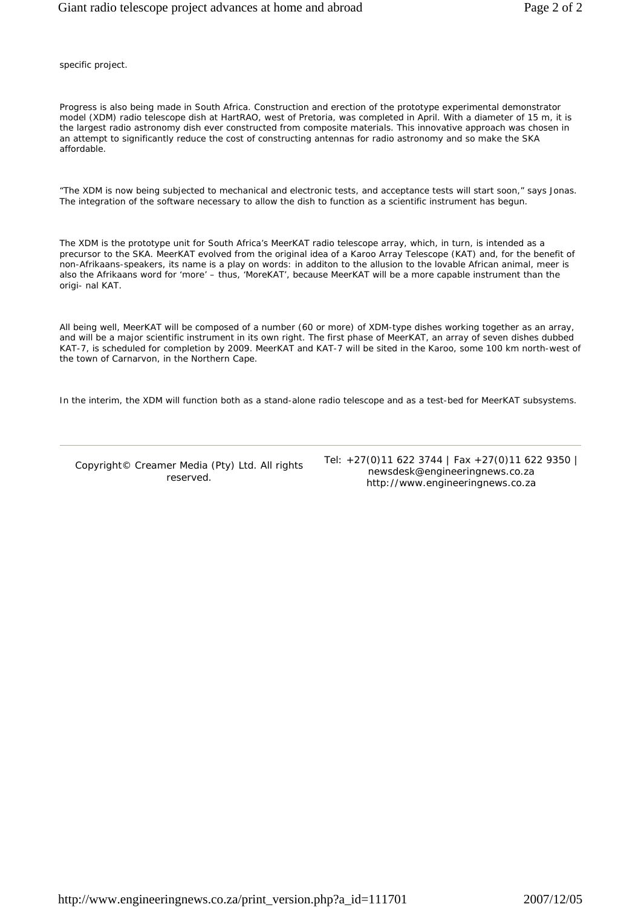specific project.

Progress is also being made in South Africa. Construction and erection of the prototype experimental demonstrator model (XDM) radio telescope dish at HartRAO, west of Pretoria, was completed in April. With a diameter of 15 m, it is the largest radio astronomy dish ever constructed from composite materials. This innovative approach was chosen in an attempt to significantly reduce the cost of constructing antennas for radio astronomy and so make the SKA affordable.

"The XDM is now being subjected to mechanical and electronic tests, and acceptance tests will start soon," says Jonas. The integration of the software necessary to allow the dish to function as a scientific instrument has begun.

The XDM is the prototype unit for South Africa's MeerKAT radio telescope array, which, in turn, is intended as a precursor to the SKA. MeerKAT evolved from the original idea of a Karoo Array Telescope (KAT) and, for the benefit of non-Afrikaans-speakers, its name is a play on words: in additon to the allusion to the lovable African animal, meer is also the Afrikaans word for 'more' – thus, 'MoreKAT', because MeerKAT will be a more capable instrument than the origi- nal KAT.

All being well, MeerKAT will be composed of a number (60 or more) of XDM-type dishes working together as an array, and will be a major scientific instrument in its own right. The first phase of MeerKAT, an array of seven dishes dubbed KAT-7, is scheduled for completion by 2009. MeerKAT and KAT-7 will be sited in the Karoo, some 100 km north-west of the town of Carnarvon, in the Northern Cape.

In the interim, the XDM will function both as a stand-alone radio telescope and as a test-bed for MeerKAT subsystems.

---

Copyright© Creamer Media (Pty) Ltd. All rights reserved.

Tel: +27(0)11 622 3744 | Fax +27(0)11 622 9350 | newsdesk@engineeringnews.co.za http://www.engineeringnews.co.za